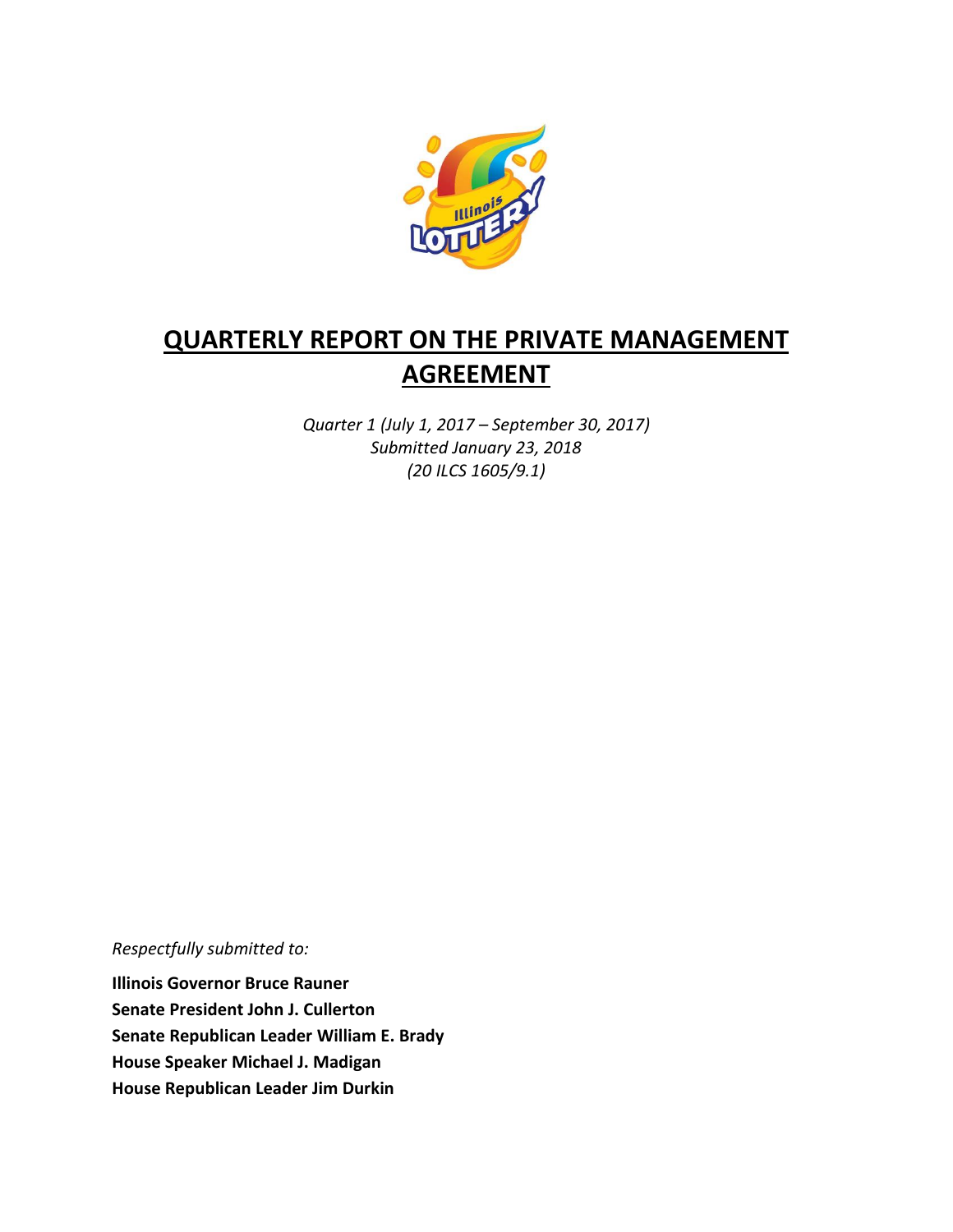# QUARTERLY REPORT ON THE PRIVATE MANAGEMENT AGREEMENT

*Quarter 1 (July 1, 2017 – September 30, 2017)*
*Submitted January 23, 2018*
*(20 ILCS 1605/9.1)*

*Respectfully submitted to:*

**Illinois Governor Bruce Rauner**
**Senate President John J. Cullerton**
**Senate Republican Leader William E. Brady**
**House Speaker Michael J. Madigan**
**House Republican Leader Jim Durkin**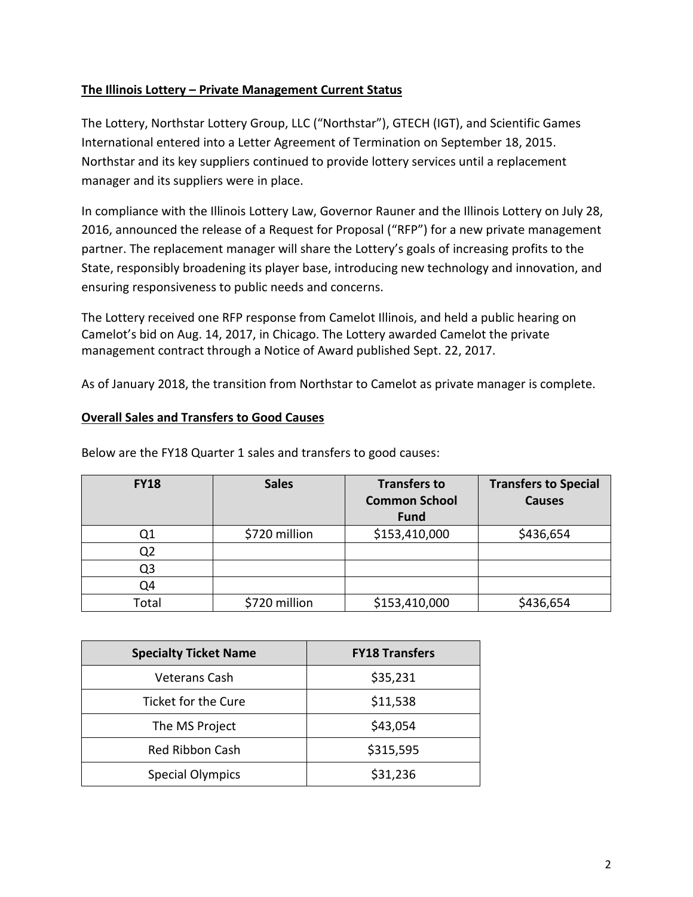**The Illinois Lottery – Private Management Current Status**

The Lottery, Northstar Lottery Group, LLC ("Northstar"), GTECH (IGT), and Scientific Games International entered into a Letter Agreement of Termination on September 18, 2015. Northstar and its key suppliers continued to provide lottery services until a replacement manager and its suppliers were in place.

In compliance with the Illinois Lottery Law, Governor Rauner and the Illinois Lottery on July 28, 2016, announced the release of a Request for Proposal ("RFP") for a new private management partner. The replacement manager will share the Lottery's goals of increasing profits to the State, responsibly broadening its player base, introducing new technology and innovation, and ensuring responsiveness to public needs and concerns.

The Lottery received one RFP response from Camelot Illinois, and held a public hearing on Camelot's bid on Aug. 14, 2017, in Chicago. The Lottery awarded Camelot the private management contract through a Notice of Award published Sept. 22, 2017.

As of January 2018, the transition from Northstar to Camelot as private manager is complete.

**Overall Sales and Transfers to Good Causes**

Below are the FY18 Quarter 1 sales and transfers to good causes:

| FY18 | Sales | Transfers to Common School Fund | Transfers to Special Causes |
|---|---|---|---|
| Q1 | $720 million | $153,410,000 | $436,654 |
| Q2 | | | |
| Q3 | | | |
| Q4 | | | |
| Total | $720 million | $153,410,000 | $436,654 |

| Specialty Ticket Name | FY18 Transfers |
|---|---|
| Veterans Cash | $35,231 |
| Ticket for the Cure | $11,538 |
| The MS Project | $43,054 |
| Red Ribbon Cash | $315,595 |
| Special Olympics | $31,236 |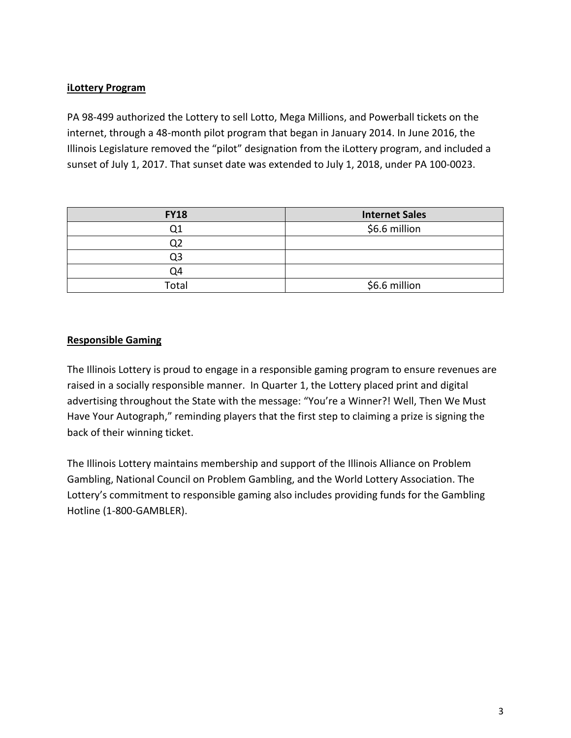## iLottery Program

PA 98-499 authorized the Lottery to sell Lotto, Mega Millions, and Powerball tickets on the internet, through a 48-month pilot program that began in January 2014. In June 2016, the Illinois Legislature removed the "pilot" designation from the iLottery program, and included a sunset of July 1, 2017. That sunset date was extended to July 1, 2018, under PA 100-0023.

| FY18 | Internet Sales |
|---|---|
| Q1 | $6.6 million |
| Q2 | |
| Q3 | |
| Q4 | |
| Total | $6.6 million |

## Responsible Gaming

The Illinois Lottery is proud to engage in a responsible gaming program to ensure revenues are raised in a socially responsible manner. In Quarter 1, the Lottery placed print and digital advertising throughout the State with the message: "You're a Winner?! Well, Then We Must Have Your Autograph," reminding players that the first step to claiming a prize is signing the back of their winning ticket.

The Illinois Lottery maintains membership and support of the Illinois Alliance on Problem Gambling, National Council on Problem Gambling, and the World Lottery Association. The Lottery's commitment to responsible gaming also includes providing funds for the Gambling Hotline (1-800-GAMBLER).